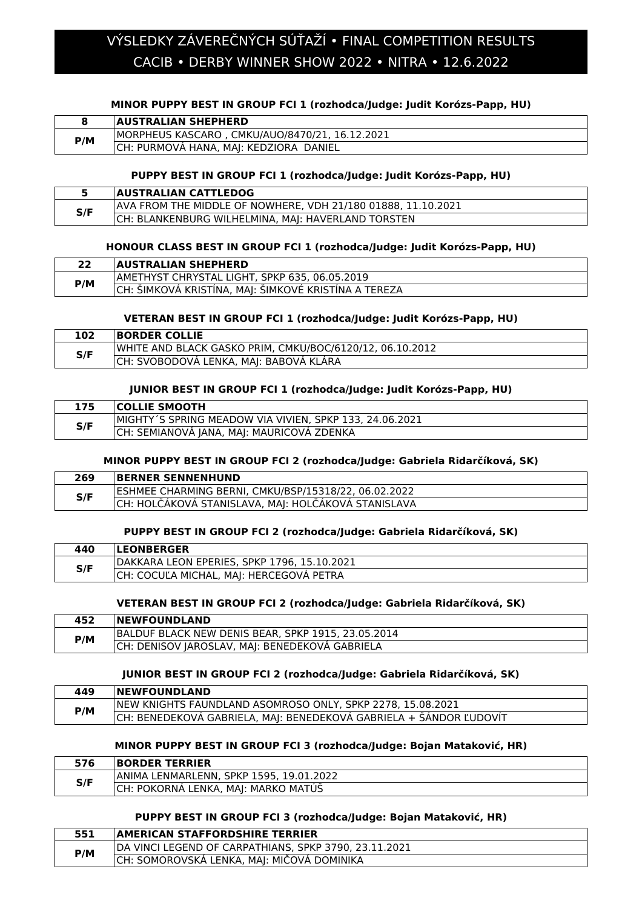# VÝSLEDKY ZÁVEREČNÝCH SÚŤAŽÍ • FINAL COMPETITION RESULTS
# CACIB • DERBY WINNER SHOW 2022 • NITRA • 12.6.2022

### MINOR PUPPY BEST IN GROUP FCI 1 (rozhodca/Judge: Judit Korózs-Papp, HU)

| 8 | AUSTRALIAN SHEPHERD |
|---|---|
| P/M | MORPHEUS KASCARO , CMKU/AUO/8470/21, 16.12.2021 |
| | CH: PURMOVÁ HANA, MAJ: KEDZIORA DANIEL |

### PUPPY BEST IN GROUP FCI 1 (rozhodca/Judge: Judit Korózs-Papp, HU)

| 5 | AUSTRALIAN CATTLEDOG |
|---|---|
| S/F | AVA FROM THE MIDDLE OF NOWHERE, VDH 21/180 01888, 11.10.2021 |
| | CH: BLANKENBURG WILHELMINA, MAJ: HAVERLAND TORSTEN |

### HONOUR CLASS BEST IN GROUP FCI 1 (rozhodca/Judge: Judit Korózs-Papp, HU)

| 22 | AUSTRALIAN SHEPHERD |
|---|---|
| P/M | AMETHYST CHRYSTAL LIGHT, SPKP 635, 06.05.2019 |
| | CH: ŠIMKOVÁ KRISTÍNA, MAJ: ŠIMKOVÉ KRISTÍNA A TEREZA |

### VETERAN BEST IN GROUP FCI 1 (rozhodca/Judge: Judit Korózs-Papp, HU)

| 102 | BORDER COLLIE |
|---|---|
| S/F | WHITE AND BLACK GASKO PRIM, CMKU/BOC/6120/12, 06.10.2012 |
| | CH: SVOBODOVÁ LENKA, MAJ: BABOVÁ KLÁRA |

### JUNIOR BEST IN GROUP FCI 1 (rozhodca/Judge: Judit Korózs-Papp, HU)

| 175 | COLLIE SMOOTH |
|---|---|
| S/F | MIGHTY´S SPRING MEADOW VIA VIVIEN, SPKP 133, 24.06.2021 |
| | CH: SEMIANOVÁ JANA, MAJ: MAURICOVÁ ZDENKA |

### MINOR PUPPY BEST IN GROUP FCI 2 (rozhodca/Judge: Gabriela Ridarčíková, SK)

| 269 | BERNER SENNENHUND |
|---|---|
| S/F | ESHMEE CHARMING BERNI, CMKU/BSP/15318/22, 06.02.2022 |
| | CH: HOLČÁKOVÁ STANISLAVA, MAJ: HOLČÁKOVÁ STANISLAVA |

### PUPPY BEST IN GROUP FCI 2 (rozhodca/Judge: Gabriela Ridarčíková, SK)

| 440 | LEONBERGER |
|---|---|
| S/F | DAKKARA LEON EPERIES, SPKP 1796, 15.10.2021 |
| | CH: COCUĽA MICHAL, MAJ: HERCEGOVÁ PETRA |

### VETERAN BEST IN GROUP FCI 2 (rozhodca/Judge: Gabriela Ridarčíková, SK)

| 452 | NEWFOUNDLAND |
|---|---|
| P/M | BALDUF BLACK NEW DENIS BEAR, SPKP 1915, 23.05.2014 |
| | CH: DENISOV JAROSLAV, MAJ: BENEDEKOVÁ GABRIELA |

### JUNIOR BEST IN GROUP FCI 2 (rozhodca/Judge: Gabriela Ridarčíková, SK)

| 449 | NEWFOUNDLAND |
|---|---|
| P/M | NEW KNIGHTS FAUNDLAND ASOMROSO ONLY, SPKP 2278, 15.08.2021 |
| | CH: BENEDEKOVÁ GABRIELA, MAJ: BENEDEKOVÁ GABRIELA + ŠÁNDOR ĽUDOVÍT |

### MINOR PUPPY BEST IN GROUP FCI 3 (rozhodca/Judge: Bojan Mataković, HR)

| 576 | BORDER TERRIER |
|---|---|
| S/F | ANIMA LENMARLENN, SPKP 1595, 19.01.2022 |
| | CH: POKORNÁ LENKA, MAJ: MARKO MATÚŠ |

### PUPPY BEST IN GROUP FCI 3 (rozhodca/Judge: Bojan Mataković, HR)

| 551 | AMERICAN STAFFORDSHIRE TERRIER |
|---|---|
| P/M | DA VINCI LEGEND OF CARPATHIANS, SPKP 3790, 23.11.2021 |
| | CH: SOMOROVSKÁ LENKA, MAJ: MIČOVÁ DOMINIKA |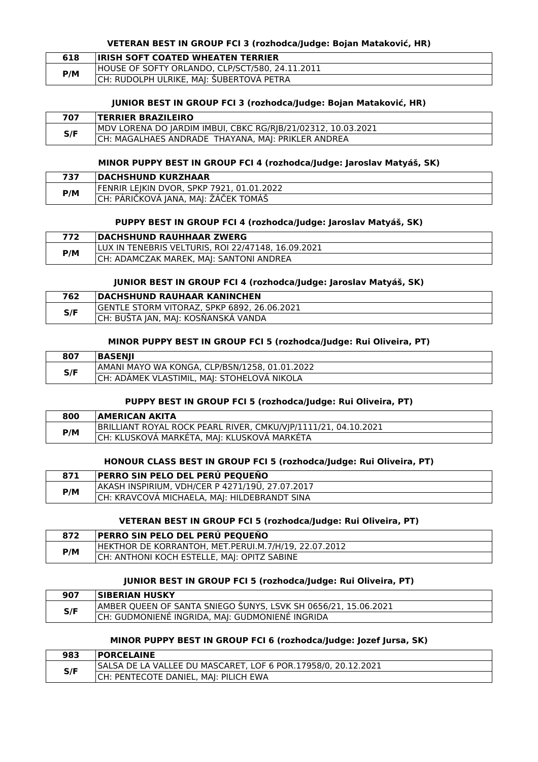#### VETERAN BEST IN GROUP FCI 3 (rozhodca/Judge: Bojan Mataković, HR)

| 618 | IRISH SOFT COATED WHEATEN TERRIER |
|---|---|
| P/M | HOUSE OF SOFTY ORLANDO, CLP/SCT/580, 24.11.2011 |
| | CH: RUDOLPH ULRIKE, MAJ: ŠUBERTOVÁ PETRA |

#### JUNIOR BEST IN GROUP FCI 3 (rozhodca/Judge: Bojan Mataković, HR)

| 707 | TERRIER BRAZILEIRO |
|---|---|
| S/F | MDV LORENA DO JARDIM IMBUI, CBKC RG/RJB/21/02312, 10.03.2021 |
| | CH: MAGALHAES ANDRADE THAYANA, MAJ: PRIKLER ANDREA |

#### MINOR PUPPY BEST IN GROUP FCI 4 (rozhodca/Judge: Jaroslav Matyáš, SK)

| 737 | DACHSHUND KURZHAAR |
|---|---|
| P/M | FENRIR LEJKIN DVOR, SPKP 7921, 01.01.2022 |
| | CH: PÁRIČKOVÁ JANA, MAJ: ŽÁČEK TOMÁŠ |

#### PUPPY BEST IN GROUP FCI 4 (rozhodca/Judge: Jaroslav Matyáš, SK)

| 772 | DACHSHUND RAUHHAAR ZWERG |
|---|---|
| P/M | LUX IN TENEBRIS VELTURIS, ROI 22/47148, 16.09.2021 |
| | CH: ADAMCZAK MAREK, MAJ: SANTONI ANDREA |

#### JUNIOR BEST IN GROUP FCI 4 (rozhodca/Judge: Jaroslav Matyáš, SK)

| 762 | DACHSHUND RAUHAAR KANINCHEN |
|---|---|
| S/F | GENTLE STORM VITORAZ, SPKP 6892, 26.06.2021 |
| | CH: BUŠTA JAN, MAJ: KOSŇANSKÁ VANDA |

#### MINOR PUPPY BEST IN GROUP FCI 5 (rozhodca/Judge: Rui Oliveira, PT)

| 807 | BASENJI |
|---|---|
| S/F | AMANI MAYO WA KONGA, CLP/BSN/1258, 01.01.2022 |
| | CH: ADÁMEK VLASTIMIL, MAJ: STOHELOVÁ NIKOLA |

#### PUPPY BEST IN GROUP FCI 5 (rozhodca/Judge: Rui Oliveira, PT)

| 800 | AMERICAN AKITA |
|---|---|
| P/M | BRILLIANT ROYAL ROCK PEARL RIVER, CMKU/VJP/1111/21, 04.10.2021 |
| | CH: KLUSKOVÁ MARKÉTA, MAJ: KLUSKOVÁ MARKÉTA |

#### HONOUR CLASS BEST IN GROUP FCI 5 (rozhodca/Judge: Rui Oliveira, PT)

| 871 | PERRO SIN PELO DEL PERÚ PEQUEÑO |
|---|---|
| P/M | AKASH INSPIRIUM, VDH/CER P 4271/19Ü, 27.07.2017 |
| | CH: KRAVCOVÁ MICHAELA, MAJ: HILDEBRANDT SINA |

#### VETERAN BEST IN GROUP FCI 5 (rozhodca/Judge: Rui Oliveira, PT)

| 872 | PERRO SIN PELO DEL PERÚ PEQUEÑO |
|---|---|
| P/M | HEKTHOR DE KORRANTOH, MET.PERUI.M.7/H/19, 22.07.2012 |
| | CH: ANTHONI KOCH ESTELLE, MAJ: OPITZ SABINE |

#### JUNIOR BEST IN GROUP FCI 5 (rozhodca/Judge: Rui Oliveira, PT)

| 907 | SIBERIAN HUSKY |
|---|---|
| S/F | AMBER QUEEN OF SANTA SNIEGO ŠUNYS, LSVK SH 0656/21, 15.06.2021 |
| | CH: GUDMONIENÉ INGRIDA, MAJ: GUDMONIENÉ INGRIDA |

#### MINOR PUPPY BEST IN GROUP FCI 6 (rozhodca/Judge: Jozef Jursa, SK)

| 983 | PORCELAINE |
|---|---|
| S/F | SALSA DE LA VALLEE DU MASCARET, LOF 6 POR.17958/0, 20.12.2021 |
| | CH: PENTECOTE DANIEL, MAJ: PILICH EWA |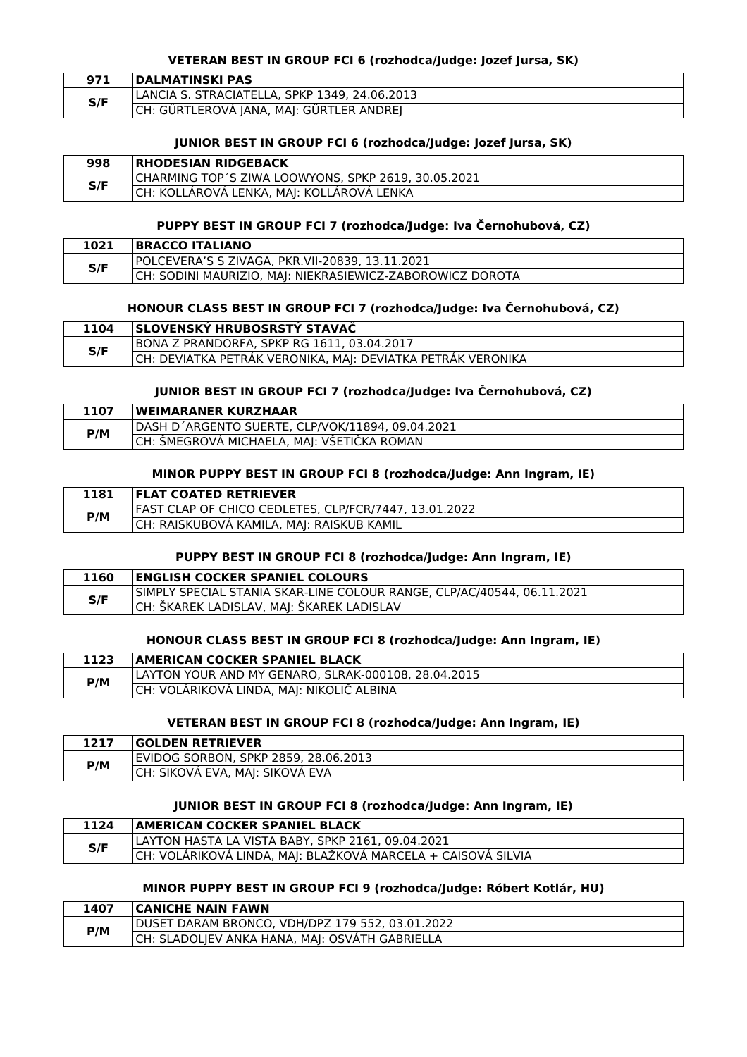### VETERAN BEST IN GROUP FCI 6 (rozhodca/Judge: Jozef Jursa, SK)

| 971 | DALMATINSKI PAS |
|---|---|
| S/F | LANCIA S. STRACIATELLA, SPKP 1349, 24.06.2013 |
| | CH: GÜRTLEROVÁ JANA, MAJ: GÜRTLER ANDREJ |

### JUNIOR BEST IN GROUP FCI 6 (rozhodca/Judge: Jozef Jursa, SK)

| 998 | RHODESIAN RIDGEBACK |
|---|---|
| S/F | CHARMING TOP´S ZIWA LOOWYONS, SPKP 2619, 30.05.2021 |
| | CH: KOLLÁROVÁ LENKA, MAJ: KOLLÁROVÁ LENKA |

### PUPPY BEST IN GROUP FCI 7 (rozhodca/Judge: Iva Černohubová, CZ)

| 1021 | BRACCO ITALIANO |
|---|---|
| S/F | POLCEVERA'S S ZIVAGA, PKR.VII-20839, 13.11.2021 |
| | CH: SODINI MAURIZIO, MAJ: NIEKRASIEWICZ-ZABOROWICZ DOROTA |

### HONOUR CLASS BEST IN GROUP FCI 7 (rozhodca/Judge: Iva Černohubová, CZ)

| 1104 | SLOVENSKÝ HRUBOSRSTÝ STAVAČ |
|---|---|
| S/F | BONA Z PRANDORFA, SPKP RG 1611, 03.04.2017 |
| | CH: DEVIATKA PETRÁK VERONIKA, MAJ: DEVIATKA PETRÁK VERONIKA |

### JUNIOR BEST IN GROUP FCI 7 (rozhodca/Judge: Iva Černohubová, CZ)

| 1107 | WEIMARANER KURZHAAR |
|---|---|
| P/M | DASH D´ARGENTO SUERTE, CLP/VOK/11894, 09.04.2021 |
| | CH: ŠMEGROVÁ MICHAELA, MAJ: VŠETIČKA ROMAN |

### MINOR PUPPY BEST IN GROUP FCI 8 (rozhodca/Judge: Ann Ingram, IE)

| 1181 | FLAT COATED RETRIEVER |
|---|---|
| P/M | FAST CLAP OF CHICO CEDLETES, CLP/FCR/7447, 13.01.2022 |
| | CH: RAISKUBOVÁ KAMILA, MAJ: RAISKUB KAMIL |

### PUPPY BEST IN GROUP FCI 8 (rozhodca/Judge: Ann Ingram, IE)

| 1160 | ENGLISH COCKER SPANIEL COLOURS |
|---|---|
| S/F | SIMPLY SPECIAL STANIA SKAR-LINE COLOUR RANGE, CLP/AC/40544, 06.11.2021 |
| | CH: ŠKAREK LADISLAV, MAJ: ŠKAREK LADISLAV |

### HONOUR CLASS BEST IN GROUP FCI 8 (rozhodca/Judge: Ann Ingram, IE)

| 1123 | AMERICAN COCKER SPANIEL BLACK |
|---|---|
| P/M | LAYTON YOUR AND MY GENARO, SLRAK-000108, 28.04.2015 |
| | CH: VOLÁRIKOVÁ LINDA, MAJ: NIKOLIČ ALBINA |

### VETERAN BEST IN GROUP FCI 8 (rozhodca/Judge: Ann Ingram, IE)

| 1217 | GOLDEN RETRIEVER |
|---|---|
| P/M | EVIDOG SORBON, SPKP 2859, 28.06.2013 |
| | CH: SIKOVÁ EVA, MAJ: SIKOVÁ EVA |

### JUNIOR BEST IN GROUP FCI 8 (rozhodca/Judge: Ann Ingram, IE)

| 1124 | AMERICAN COCKER SPANIEL BLACK |
|---|---|
| S/F | LAYTON HASTA LA VISTA BABY, SPKP 2161, 09.04.2021 |
| | CH: VOLÁRIKOVÁ LINDA, MAJ: BLAŽKOVÁ MARCELA + CAISOVÁ SILVIA |

### MINOR PUPPY BEST IN GROUP FCI 9 (rozhodca/Judge: Róbert Kotlár, HU)

| 1407 | CANICHE NAIN FAWN |
|---|---|
| P/M | DUSET DARAM BRONCO, VDH/DPZ 179 552, 03.01.2022 |
| | CH: SLADOLJEV ANKA HANA, MAJ: OSVÁTH GABRIELLA |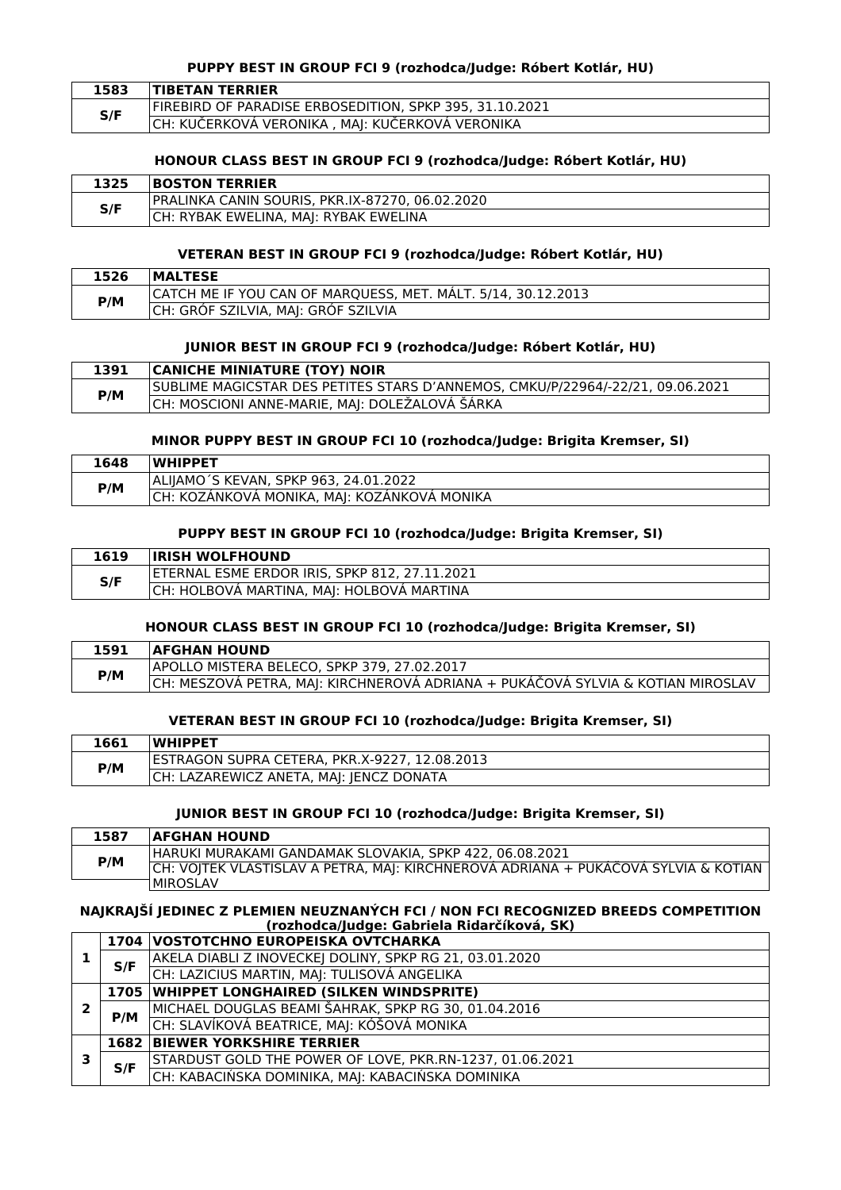#### PUPPY BEST IN GROUP FCI 9 (rozhodca/Judge: Róbert Kotlár, HU)

| 1583 | TIBETAN TERRIER |
|---|---|
| S/F | FIREBIRD OF PARADISE ERBOSEDITION, SPKP 395, 31.10.2021 |
| | CH: KUČERKOVÁ VERONIKA , MAJ: KUČERKOVÁ VERONIKA |

#### HONOUR CLASS BEST IN GROUP FCI 9 (rozhodca/Judge: Róbert Kotlár, HU)

| 1325 | BOSTON TERRIER |
|---|---|
| S/F | PRALINKA CANIN SOURIS, PKR.IX-87270, 06.02.2020 |
| | CH: RYBAK EWELINA, MAJ: RYBAK EWELINA |

#### VETERAN BEST IN GROUP FCI 9 (rozhodca/Judge: Róbert Kotlár, HU)

| 1526 | MALTESE |
|---|---|
| P/M | CATCH ME IF YOU CAN OF MARQUESS, MET. MÁLT. 5/14, 30.12.2013 |
| | CH: GRÓF SZILVIA, MAJ: GRÓF SZILVIA |

#### JUNIOR BEST IN GROUP FCI 9 (rozhodca/Judge: Róbert Kotlár, HU)

| 1391 | CANICHE MINIATURE (TOY) NOIR |
|---|---|
| P/M | SUBLIME MAGICSTAR DES PETITES STARS D'ANNEMOS, CMKU/P/22964/-22/21, 09.06.2021 |
| | CH: MOSCIONI ANNE-MARIE, MAJ: DOLEŽALOVÁ ŠÁRKA |

#### MINOR PUPPY BEST IN GROUP FCI 10 (rozhodca/Judge: Brigita Kremser, SI)

| 1648 | WHIPPET |
|---|---|
| P/M | ALIJAMO´S KEVAN, SPKP 963, 24.01.2022 |
| | CH: KOZÁNKOVÁ MONIKA, MAJ: KOZÁNKOVÁ MONIKA |

#### PUPPY BEST IN GROUP FCI 10 (rozhodca/Judge: Brigita Kremser, SI)

| 1619 | IRISH WOLFHOUND |
|---|---|
| S/F | ETERNAL ESME ERDOR IRIS, SPKP 812, 27.11.2021 |
| | CH: HOLBOVÁ MARTINA, MAJ: HOLBOVÁ MARTINA |

#### HONOUR CLASS BEST IN GROUP FCI 10 (rozhodca/Judge: Brigita Kremser, SI)

| 1591 | AFGHAN HOUND |
|---|---|
| P/M | APOLLO MISTERA BELECO, SPKP 379, 27.02.2017 |
| | CH: MESZOVÁ PETRA, MAJ: KIRCHNEROVÁ ADRIANA + PUKÁČOVÁ SYLVIA & KOTIAN MIROSLAV |

#### VETERAN BEST IN GROUP FCI 10 (rozhodca/Judge: Brigita Kremser, SI)

| 1661 | WHIPPET |
|---|---|
| P/M | ESTRAGON SUPRA CETERA, PKR.X-9227, 12.08.2013 |
| | CH: LAZAREWICZ ANETA, MAJ: JENCZ DONATA |

#### JUNIOR BEST IN GROUP FCI 10 (rozhodca/Judge: Brigita Kremser, SI)

| 1587 | AFGHAN HOUND |
|---|---|
| P/M | HARUKI MURAKAMI GANDAMAK SLOVAKIA, SPKP 422, 06.08.2021 |
| | CH: VOJTEK VLASTISLAV A PETRA, MAJ: KIRCHNEROVÁ ADRIANA + PUKÁČOVÁ SYLVIA & KOTIAN MIROSLAV |

#### NAJKRAJŠÍ JEDINEC Z PLEMIEN NEUZNANÝCH FCI / NON FCI RECOGNIZED BREEDS COMPETITION (rozhodca/Judge: Gabriela Ridarčíková, SK)

| | | |
|---|---|---|
| 1 | 1704 | VOSTOTCHNO EUROPEISKA OVTCHARKA |
| | S/F | AKELA DIABLI Z INOVECKEJ DOLINY, SPKP RG 21, 03.01.2020 |
| | | CH: LAZICIUS MARTIN, MAJ: TULISOVÁ ANGELIKA |
| 2 | 1705 | WHIPPET LONGHAIRED (SILKEN WINDSPRITE) |
| | P/M | MICHAEL DOUGLAS BEAMI ŠAHRAK, SPKP RG 30, 01.04.2016 |
| | | CH: SLAVÍKOVÁ BEATRICE, MAJ: KÓŠOVÁ MONIKA |
| 3 | 1682 | BIEWER YORKSHIRE TERRIER |
| | S/F | STARDUST GOLD THE POWER OF LOVE, PKR.RN-1237, 01.06.2021 |
| | | CH: KABACIŃSKA DOMINIKA, MAJ: KABACIŃSKA DOMINIKA |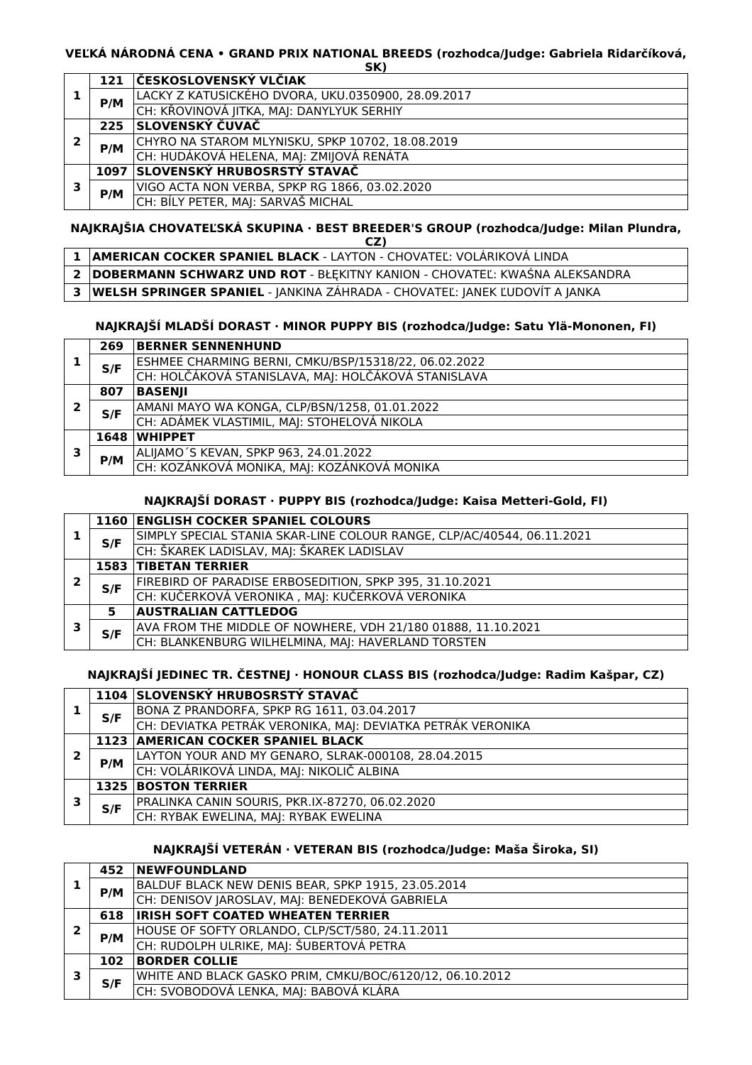### VEĽKÁ NÁRODNÁ CENA • GRAND PRIX NATIONAL BREEDS (rozhodca/Judge: Gabriela Ridarčíková, SK)

| | | |
|---|---|---|
| 1 | 121 | **ČESKOSLOVENSKÝ VLČIAK** |
| | P/M | LACKY Z KATUSICKÉHO DVORA, UKU.0350900, 28.09.2017 |
| | | CH: KŘOVINOVÁ JITKA, MAJ: DANYLYUK SERHIY |
| 2 | 225 | **SLOVENSKÝ ČUVAČ** |
| | P/M | CHYRO NA STAROM MLYNISKU, SPKP 10702, 18.08.2019 |
| | | CH: HUDÁKOVÁ HELENA, MAJ: ZMIJOVÁ RENÁTA |
| 3 | 1097 | **SLOVENSKÝ HRUBOSRSTÝ STAVAČ** |
| | P/M | VIGO ACTA NON VERBA, SPKP RG 1866, 03.02.2020 |
| | | CH: BÍLY PETER, MAJ: SARVAŠ MICHAL |

### NAJKRAJŠIA CHOVATEĽSKÁ SKUPINA · BEST BREEDER'S GROUP (rozhodca/Judge: Milan Plundra, CZ)

| | |
|---|---|
| 1 | **AMERICAN COCKER SPANIEL BLACK** - LAYTON - CHOVATEĽ: VOLÁRIKOVÁ LINDA |
| 2 | **DOBERMANN SCHWARZ UND ROT** - BŁĘKITNY KANION - CHOVATEĽ: KWAŚNA ALEKSANDRA |
| 3 | **WELSH SPRINGER SPANIEL** - JANKINA ZÁHRADA - CHOVATEĽ: JANEK ĽUDOVÍT A JANKA |

### NAJKRAJŠÍ MLADŠÍ DORAST · MINOR PUPPY BIS (rozhodca/Judge: Satu Ylä-Mononen, FI)

| | | |
|---|---|---|
| 1 | 269 | **BERNER SENNENHUND** |
| | S/F | ESHMEE CHARMING BERNI, CMKU/BSP/15318/22, 06.02.2022 |
| | | CH: HOLČÁKOVÁ STANISLAVA, MAJ: HOLČÁKOVÁ STANISLAVA |
| 2 | 807 | **BASENJI** |
| | S/F | AMANI MAYO WA KONGA, CLP/BSN/1258, 01.01.2022 |
| | | CH: ADÁMEK VLASTIMIL, MAJ: STOHELOVÁ NIKOLA |
| 3 | 1648 | **WHIPPET** |
| | P/M | ALIJAMO´S KEVAN, SPKP 963, 24.01.2022 |
| | | CH: KOZÁNKOVÁ MONIKA, MAJ: KOZÁNKOVÁ MONIKA |

### NAJKRAJŠÍ DORAST · PUPPY BIS (rozhodca/Judge: Kaisa Metteri-Gold, FI)

| | | |
|---|---|---|
| 1 | 1160 | **ENGLISH COCKER SPANIEL COLOURS** |
| | S/F | SIMPLY SPECIAL STANIA SKAR-LINE COLOUR RANGE, CLP/AC/40544, 06.11.2021 |
| | | CH: ŠKAREK LADISLAV, MAJ: ŠKAREK LADISLAV |
| 2 | 1583 | **TIBETAN TERRIER** |
| | S/F | FIREBIRD OF PARADISE ERBOSEDITION, SPKP 395, 31.10.2021 |
| | | CH: KUČERKOVÁ VERONIKA , MAJ: KUČERKOVÁ VERONIKA |
| 3 | 5 | **AUSTRALIAN CATTLEDOG** |
| | S/F | AVA FROM THE MIDDLE OF NOWHERE, VDH 21/180 01888, 11.10.2021 |
| | | CH: BLANKENBURG WILHELMINA, MAJ: HAVERLAND TORSTEN |

### NAJKRAJŠÍ JEDINEC TR. ČESTNEJ · HONOUR CLASS BIS (rozhodca/Judge: Radim Kašpar, CZ)

| | | |
|---|---|---|
| 1 | 1104 | **SLOVENSKÝ HRUBOSRSTÝ STAVAČ** |
| | S/F | BONA Z PRANDORFA, SPKP RG 1611, 03.04.2017 |
| | | CH: DEVIATKA PETRÁK VERONIKA, MAJ: DEVIATKA PETRÁK VERONIKA |
| 2 | 1123 | **AMERICAN COCKER SPANIEL BLACK** |
| | P/M | LAYTON YOUR AND MY GENARO, SLRAK-000108, 28.04.2015 |
| | | CH: VOLÁRIKOVÁ LINDA, MAJ: NIKOLIČ ALBINA |
| 3 | 1325 | **BOSTON TERRIER** |
| | S/F | PRALINKA CANIN SOURIS, PKR.IX-87270, 06.02.2020 |
| | | CH: RYBAK EWELINA, MAJ: RYBAK EWELINA |

### NAJKRAJŠÍ VETERÁN · VETERAN BIS (rozhodca/Judge: Maša Široka, SI)

| | | |
|---|---|---|
| 1 | 452 | **NEWFOUNDLAND** |
| | P/M | BALDUF BLACK NEW DENIS BEAR, SPKP 1915, 23.05.2014 |
| | | CH: DENISOV JAROSLAV, MAJ: BENEDEKOVÁ GABRIELA |
| 2 | 618 | **IRISH SOFT COATED WHEATEN TERRIER** |
| | P/M | HOUSE OF SOFTY ORLANDO, CLP/SCT/580, 24.11.2011 |
| | | CH: RUDOLPH ULRIKE, MAJ: ŠUBERTOVÁ PETRA |
| 3 | 102 | **BORDER COLLIE** |
| | S/F | WHITE AND BLACK GASKO PRIM, CMKU/BOC/6120/12, 06.10.2012 |
| | | CH: SVOBODOVÁ LENKA, MAJ: BABOVÁ KLÁRA |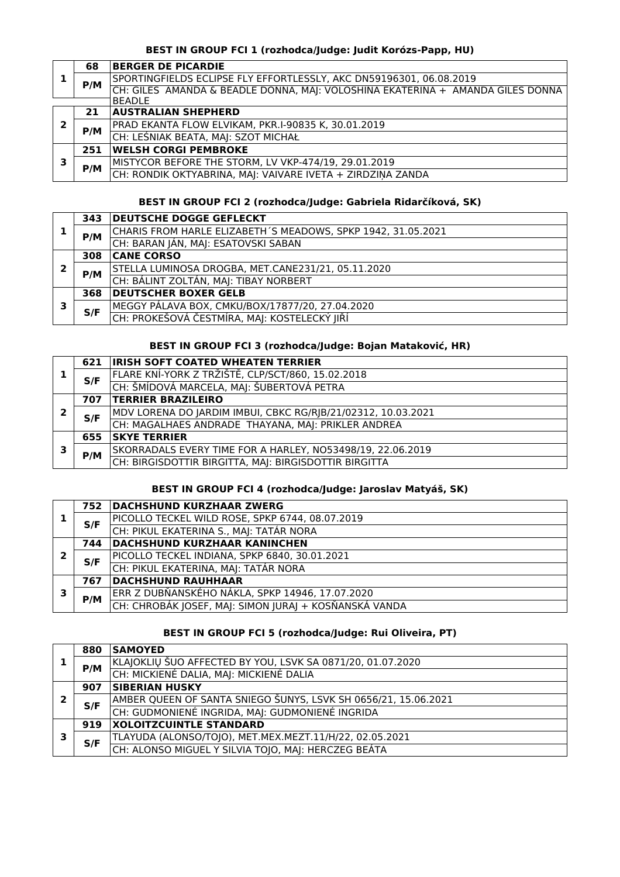### BEST IN GROUP FCI 1 (rozhodca/Judge: Judit Korózs-Papp, HU)

| | | |
|---|---|---|
| 1 | 68 | **BERGER DE PICARDIE** |
| | P/M | SPORTINGFIELDS ECLIPSE FLY EFFORTLESSLY, AKC DN59196301, 06.08.2019 |
| | | CH: GILES AMANDA & BEADLE DONNA, MAJ: VOLOSHINA EKATERINA + AMANDA GILES DONNA BEADLE |
| 2 | 21 | **AUSTRALIAN SHEPHERD** |
| | P/M | PRAD EKANTA FLOW ELVIKAM, PKR.I-90835 K, 30.01.2019 |
| | | CH: LEŚNIAK BEATA, MAJ: SZOT MICHAŁ |
| 3 | 251 | **WELSH CORGI PEMBROKE** |
| | P/M | MISTYCOR BEFORE THE STORM, LV VKP-474/19, 29.01.2019 |
| | | CH: RONDIK OKTYABRINA, MAJ: VAIVARE IVETA + ZIRDZIŅA ZANDA |

### BEST IN GROUP FCI 2 (rozhodca/Judge: Gabriela Ridarčíková, SK)

| | | |
|---|---|---|
| 1 | 343 | **DEUTSCHE DOGGE GEFLECKT** |
| | P/M | CHARIS FROM HARLE ELIZABETH´S MEADOWS, SPKP 1942, 31.05.2021 |
| | | CH: BARAN JÁN, MAJ: ESATOVSKI SABAN |
| 2 | 308 | **CANE CORSO** |
| | P/M | STELLA LUMINOSA DROGBA, MET.CANE231/21, 05.11.2020 |
| | | CH: BÁLINT ZOLTÁN, MAJ: TIBAY NORBERT |
| 3 | 368 | **DEUTSCHER BOXER GELB** |
| | S/F | MEGGY PÁLAVA BOX, CMKU/BOX/17877/20, 27.04.2020 |
| | | CH: PROKEŠOVÁ ČESTMÍRA, MAJ: KOSTELECKÝ JIŘÍ |

### BEST IN GROUP FCI 3 (rozhodca/Judge: Bojan Mataković, HR)

| | | |
|---|---|---|
| 1 | 621 | **IRISH SOFT COATED WHEATEN TERRIER** |
| | S/F | FLARE KNÍ-YORK Z TRŽIŠTĚ, CLP/SCT/860, 15.02.2018 |
| | | CH: ŠMÍDOVÁ MARCELA, MAJ: ŠUBERTOVÁ PETRA |
| 2 | 707 | **TERRIER BRAZILEIRO** |
| | S/F | MDV LORENA DO JARDIM IMBUI, CBKC RG/RJB/21/02312, 10.03.2021 |
| | | CH: MAGALHAES ANDRADE THAYANA, MAJ: PRIKLER ANDREA |
| 3 | 655 | **SKYE TERRIER** |
| | P/M | SKORRADALS EVERY TIME FOR A HARLEY, NO53498/19, 22.06.2019 |
| | | CH: BIRGISDOTTIR BIRGITTA, MAJ: BIRGISDOTTIR BIRGITTA |

### BEST IN GROUP FCI 4 (rozhodca/Judge: Jaroslav Matyáš, SK)

| | | |
|---|---|---|
| 1 | 752 | **DACHSHUND KURZHAAR ZWERG** |
| | S/F | PICOLLO TECKEL WILD ROSE, SPKP 6744, 08.07.2019 |
| | | CH: PIKUL EKATERINA S., MAJ: TATÁR NORA |
| 2 | 744 | **DACHSHUND KURZHAAR KANINCHEN** |
| | S/F | PICOLLO TECKEL INDIANA, SPKP 6840, 30.01.2021 |
| | | CH: PIKUL EKATERINA, MAJ: TATÁR NORA |
| 3 | 767 | **DACHSHUND RAUHHAAR** |
| | P/M | ERR Z DUBŇANSKÉHO NÁKLA, SPKP 14946, 17.07.2020 |
| | | CH: CHROBÁK JOSEF, MAJ: SIMON JURAJ + KOSŇANSKÁ VANDA |

### BEST IN GROUP FCI 5 (rozhodca/Judge: Rui Oliveira, PT)

| | | |
|---|---|---|
| 1 | 880 | **SAMOYED** |
| | P/M | KLAJOKLIŲ ŠUO AFFECTED BY YOU, LSVK SA 0871/20, 01.07.2020 |
| | | CH: MICKIENÉ DALIA, MAJ: MICKIENÉ DALIA |
| 2 | 907 | **SIBERIAN HUSKY** |
| | S/F | AMBER QUEEN OF SANTA SNIEGO ŠUNYS, LSVK SH 0656/21, 15.06.2021 |
| | | CH: GUDMONIENÉ INGRIDA, MAJ: GUDMONIENÉ INGRIDA |
| 3 | 919 | **XOLOITZCUINTLE STANDARD** |
| | S/F | TLAYUDA (ALONSO/TOJO), MET.MEX.MEZT.11/H/22, 02.05.2021 |
| | | CH: ALONSO MIGUEL Y SILVIA TOJO, MAJ: HERCZEG BEÁTA |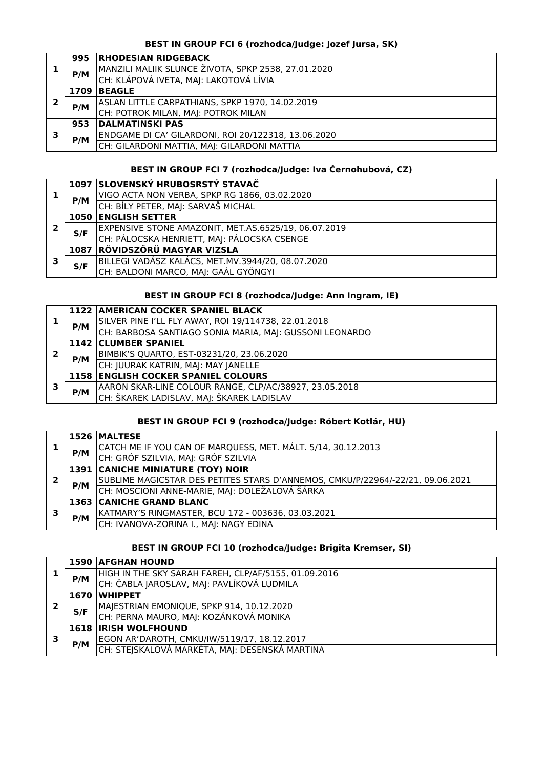### BEST IN GROUP FCI 6 (rozhodca/Judge: Jozef Jursa, SK)

| | | |
|---|---|---|
| 1 | 995 | **RHODESIAN RIDGEBACK** |
| | P/M | MANZILI MALIIK SLUNCE ŽIVOTA, SPKP 2538, 27.01.2020 |
| | | CH: KLÁPOVÁ IVETA, MAJ: LAKOTOVÁ LÍVIA |
| 2 | 1709 | **BEAGLE** |
| | P/M | ASLAN LITTLE CARPATHIANS, SPKP 1970, 14.02.2019 |
| | | CH: POTROK MILAN, MAJ: POTROK MILAN |
| 3 | 953 | **DALMATINSKI PAS** |
| | P/M | ENDGAME DI CA' GILARDONI, ROI 20/122318, 13.06.2020 |
| | | CH: GILARDONI MATTIA, MAJ: GILARDONI MATTIA |

### BEST IN GROUP FCI 7 (rozhodca/Judge: Iva Černohubová, CZ)

| | | |
|---|---|---|
| 1 | 1097 | **SLOVENSKÝ HRUBOSRSTÝ STAVAČ** |
| | P/M | VIGO ACTA NON VERBA, SPKP RG 1866, 03.02.2020 |
| | | CH: BÍLY PETER, MAJ: SARVAŠ MICHAL |
| 2 | 1050 | **ENGLISH SETTER** |
| | S/F | EXPENSIVE STONE AMAZONIT, MET.AS.6525/19, 06.07.2019 |
| | | CH: PÁLOCSKA HENRIETT, MAJ: PÁLOCSKA CSENGE |
| 3 | 1087 | **RÖVIDSZÖRŰ MAGYAR VIZSLA** |
| | S/F | BILLEGI VADÁSZ KALÁCS, MET.MV.3944/20, 08.07.2020 |
| | | CH: BALDONI MARCO, MAJ: GAÁL GYÖNGYI |

### BEST IN GROUP FCI 8 (rozhodca/Judge: Ann Ingram, IE)

| | | |
|---|---|---|
| 1 | 1122 | **AMERICAN COCKER SPANIEL BLACK** |
| | P/M | SILVER PINE I'LL FLY AWAY, ROI 19/114738, 22.01.2018 |
| | | CH: BARBOSA SANTIAGO SONIA MARIA, MAJ: GUSSONI LEONARDO |
| 2 | 1142 | **CLUMBER SPANIEL** |
| | P/M | BIMBIK'S QUARTO, EST-03231/20, 23.06.2020 |
| | | CH: JUURAK KATRIN, MAJ: MAY JANELLE |
| 3 | 1158 | **ENGLISH COCKER SPANIEL COLOURS** |
| | P/M | AARON SKAR-LINE COLOUR RANGE, CLP/AC/38927, 23.05.2018 |
| | | CH: ŠKAREK LADISLAV, MAJ: ŠKAREK LADISLAV |

### BEST IN GROUP FCI 9 (rozhodca/Judge: Róbert Kotlár, HU)

| | | |
|---|---|---|
| 1 | 1526 | **MALTESE** |
| | P/M | CATCH ME IF YOU CAN OF MARQUESS, MET. MÁLT. 5/14, 30.12.2013 |
| | | CH: GRÓF SZILVIA, MAJ: GRÓF SZILVIA |
| 2 | 1391 | **CANICHE MINIATURE (TOY) NOIR** |
| | P/M | SUBLIME MAGICSTAR DES PETITES STARS D'ANNEMOS, CMKU/P/22964/-22/21, 09.06.2021 |
| | | CH: MOSCIONI ANNE-MARIE, MAJ: DOLEŽALOVÁ ŠÁRKA |
| 3 | 1363 | **CANICHE GRAND BLANC** |
| | P/M | KATMARY'S RINGMASTER, BCU 172 - 003636, 03.03.2021 |
| | | CH: IVANOVA-ZORINA I., MAJ: NAGY EDINA |

### BEST IN GROUP FCI 10 (rozhodca/Judge: Brigita Kremser, SI)

| | | |
|---|---|---|
| 1 | 1590 | **AFGHAN HOUND** |
| | P/M | HIGH IN THE SKY SARAH FAREH, CLP/AF/5155, 01.09.2016 |
| | | CH: ČABLA JAROSLAV, MAJ: PAVLÍKOVÁ LUDMILA |
| 2 | 1670 | **WHIPPET** |
| | S/F | MAJESTRIAN EMONIQUE, SPKP 914, 10.12.2020 |
| | | CH: PERNA MAURO, MAJ: KOZÁNKOVÁ MONIKA |
| 3 | 1618 | **IRISH WOLFHOUND** |
| | P/M | EGON AR'DAROTH, CMKU/IW/5119/17, 18.12.2017 |
| | | CH: STEJSKALOVÁ MARKÉTA, MAJ: DESENSKÁ MARTINA |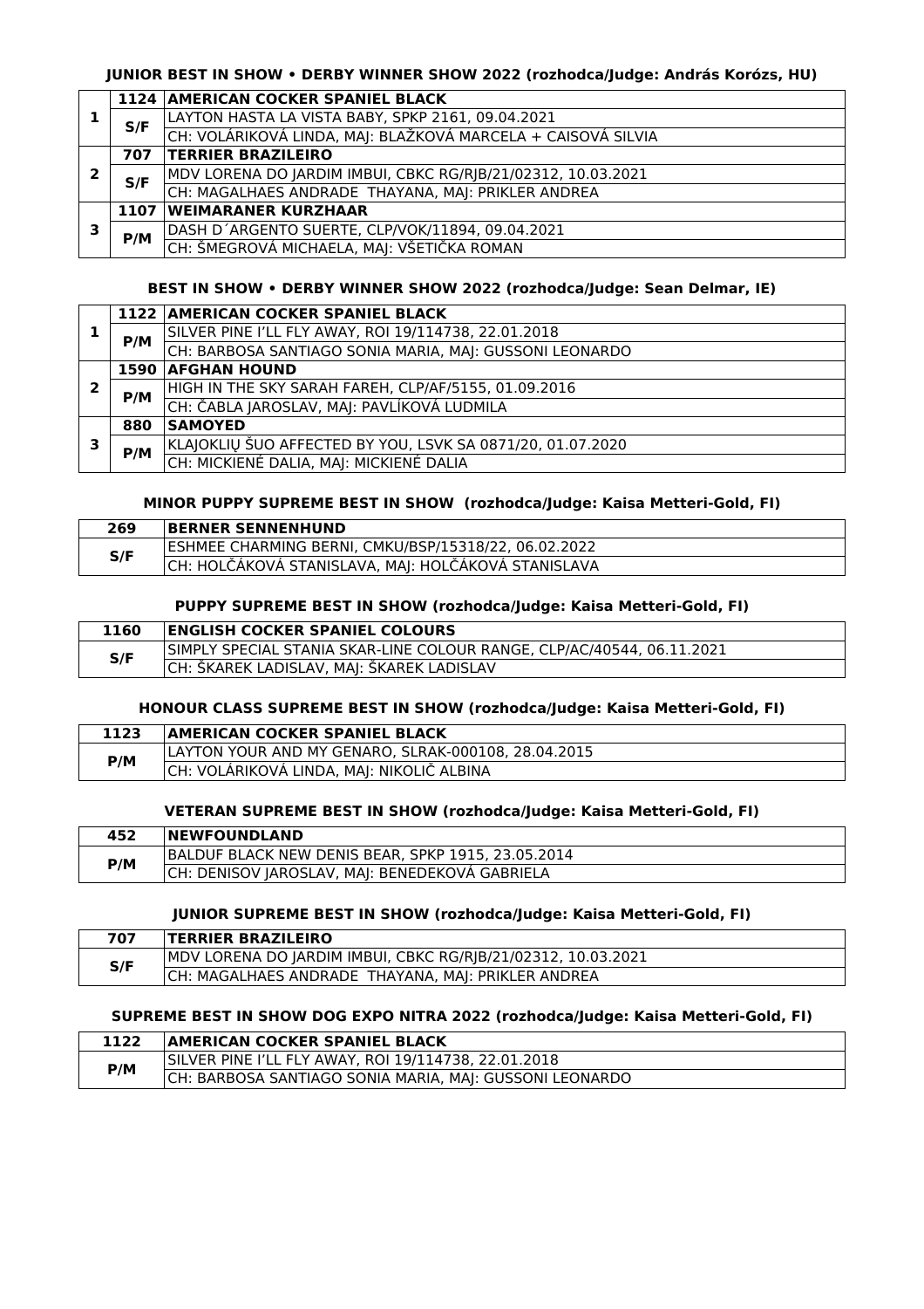### JUNIOR BEST IN SHOW • DERBY WINNER SHOW 2022 (rozhodca/Judge: András Korózs, HU)

| | | |
|---|---|---|
| **1** | **1124** | **AMERICAN COCKER SPANIEL BLACK** |
| | **S/F** | LAYTON HASTA LA VISTA BABY, SPKP 2161, 09.04.2021 |
| | | CH: VOLÁRIKOVÁ LINDA, MAJ: BLAŽKOVÁ MARCELA + CAISOVÁ SILVIA |
| **2** | **707** | **TERRIER BRAZILEIRO** |
| | **S/F** | MDV LORENA DO JARDIM IMBUI, CBKC RG/RJB/21/02312, 10.03.2021 |
| | | CH: MAGALHAES ANDRADE THAYANA, MAJ: PRIKLER ANDREA |
| **3** | **1107** | **WEIMARANER KURZHAAR** |
| | **P/M** | DASH D´ARGENTO SUERTE, CLP/VOK/11894, 09.04.2021 |
| | | CH: ŠMEGROVÁ MICHAELA, MAJ: VŠETIČKA ROMAN |

### BEST IN SHOW • DERBY WINNER SHOW 2022 (rozhodca/Judge: Sean Delmar, IE)

| | | |
|---|---|---|
| **1** | **1122** | **AMERICAN COCKER SPANIEL BLACK** |
| | **P/M** | SILVER PINE I'LL FLY AWAY, ROI 19/114738, 22.01.2018 |
| | | CH: BARBOSA SANTIAGO SONIA MARIA, MAJ: GUSSONI LEONARDO |
| **2** | **1590** | **AFGHAN HOUND** |
| | **P/M** | HIGH IN THE SKY SARAH FAREH, CLP/AF/5155, 01.09.2016 |
| | | CH: ČABLA JAROSLAV, MAJ: PAVLÍKOVÁ LUDMILA |
| **3** | **880** | **SAMOYED** |
| | **P/M** | KLAJOKLIŲ ŠUO AFFECTED BY YOU, LSVK SA 0871/20, 01.07.2020 |
| | | CH: MICKIENÉ DALIA, MAJ: MICKIENÉ DALIA |

### MINOR PUPPY SUPREME BEST IN SHOW (rozhodca/Judge: Kaisa Metteri-Gold, FI)

| | |
|---|---|
| **269** | **BERNER SENNENHUND** |
| **S/F** | ESHMEE CHARMING BERNI, CMKU/BSP/15318/22, 06.02.2022 |
| | CH: HOLČÁKOVÁ STANISLAVA, MAJ: HOLČÁKOVÁ STANISLAVA |

### PUPPY SUPREME BEST IN SHOW (rozhodca/Judge: Kaisa Metteri-Gold, FI)

| | |
|---|---|
| **1160** | **ENGLISH COCKER SPANIEL COLOURS** |
| **S/F** | SIMPLY SPECIAL STANIA SKAR-LINE COLOUR RANGE, CLP/AC/40544, 06.11.2021 |
| | CH: ŠKAREK LADISLAV, MAJ: ŠKAREK LADISLAV |

### HONOUR CLASS SUPREME BEST IN SHOW (rozhodca/Judge: Kaisa Metteri-Gold, FI)

| | |
|---|---|
| **1123** | **AMERICAN COCKER SPANIEL BLACK** |
| **P/M** | LAYTON YOUR AND MY GENARO, SLRAK-000108, 28.04.2015 |
| | CH: VOLÁRIKOVÁ LINDA, MAJ: NIKOLIČ ALBINA |

### VETERAN SUPREME BEST IN SHOW (rozhodca/Judge: Kaisa Metteri-Gold, FI)

| | |
|---|---|
| **452** | **NEWFOUNDLAND** |
| **P/M** | BALDUF BLACK NEW DENIS BEAR, SPKP 1915, 23.05.2014 |
| | CH: DENISOV JAROSLAV, MAJ: BENEDEKOVÁ GABRIELA |

### JUNIOR SUPREME BEST IN SHOW (rozhodca/Judge: Kaisa Metteri-Gold, FI)

| | |
|---|---|
| **707** | **TERRIER BRAZILEIRO** |
| **S/F** | MDV LORENA DO JARDIM IMBUI, CBKC RG/RJB/21/02312, 10.03.2021 |
| | CH: MAGALHAES ANDRADE THAYANA, MAJ: PRIKLER ANDREA |

### SUPREME BEST IN SHOW DOG EXPO NITRA 2022 (rozhodca/Judge: Kaisa Metteri-Gold, FI)

| | |
|---|---|
| **1122** | **AMERICAN COCKER SPANIEL BLACK** |
| **P/M** | SILVER PINE I'LL FLY AWAY, ROI 19/114738, 22.01.2018 |
| | CH: BARBOSA SANTIAGO SONIA MARIA, MAJ: GUSSONI LEONARDO |